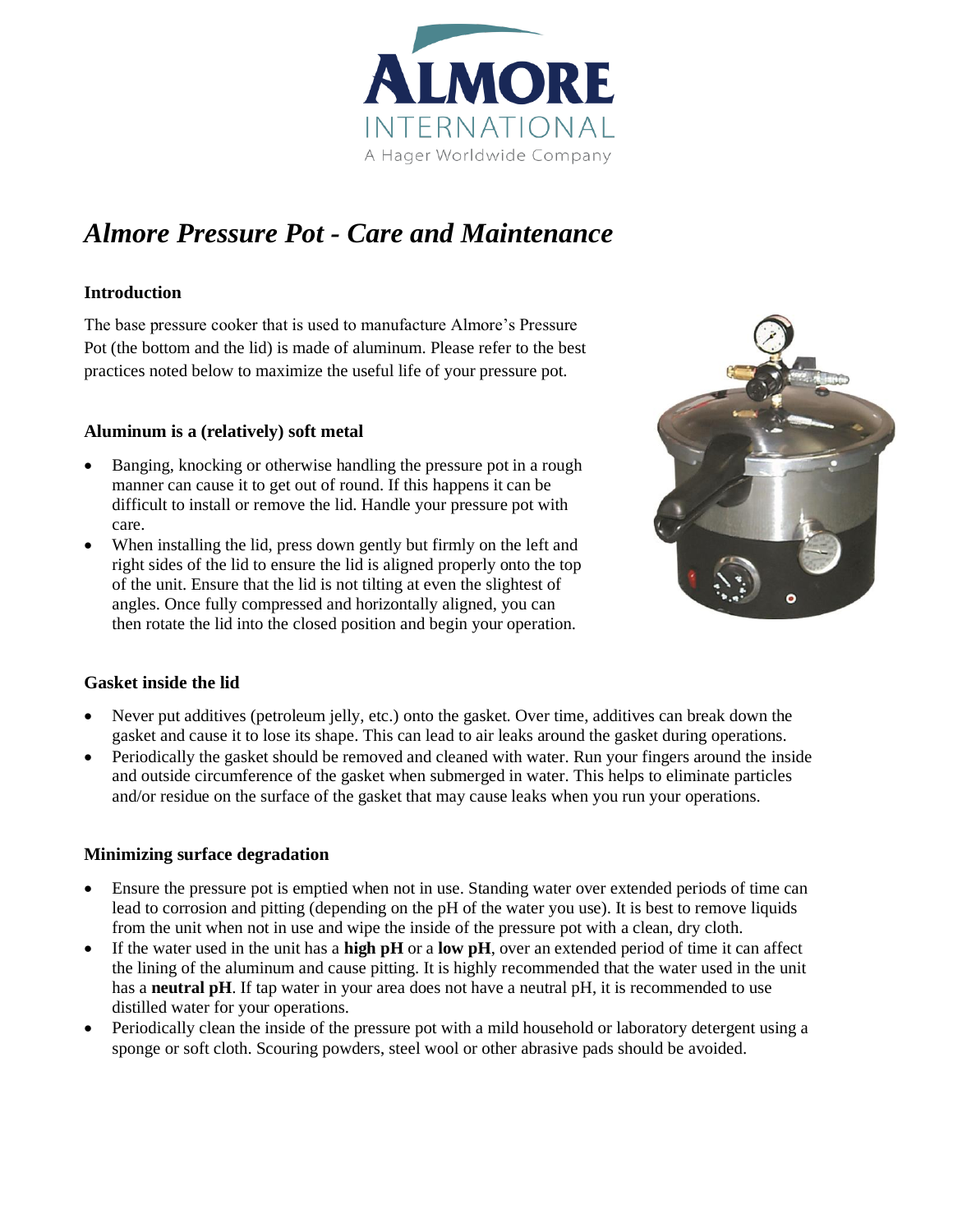# *Almore Pressure Pot - Care and Maintenance*

### Introduction

The base pressure cooker that is used to manufacture Almore's Pressure Pot (the bottom and the lid) is made of aluminum. Please refer to the best practices noted below to maximize the useful life of your pressure pot.

### Aluminum is a (relatively) soft metal

- Banging, knocking or otherwise handling the pressure pot in a rough manner can cause it to get out of round. If this happens it can be difficult to install or remove the lid. Handle your pressure pot with care.
- When installing the lid, press down gently but firmly on the left and right sides of the lid to ensure the lid is aligned properly onto the top of the unit. Ensure that the lid is not tilting at even the slightest of angles. Once fully compressed and horizontally aligned, you can then rotate the lid into the closed position and begin your operation.

### Gasket inside the lid

- Never put additives (petroleum jelly, etc.) onto the gasket. Over time, additives can break down the gasket and cause it to lose its shape. This can lead to air leaks around the gasket during operations.
- Periodically the gasket should be removed and cleaned with water. Run your fingers around the inside and outside circumference of the gasket when submerged in water. This helps to eliminate particles and/or residue on the surface of the gasket that may cause leaks when you run your operations.

### Minimizing surface degradation

- Ensure the pressure pot is emptied when not in use. Standing water over extended periods of time can lead to corrosion and pitting (depending on the pH of the water you use). It is best to remove liquids from the unit when not in use and wipe the inside of the pressure pot with a clean, dry cloth.
- If the water used in the unit has a **high pH** or a **low pH**, over an extended period of time it can affect the lining of the aluminum and cause pitting. It is highly recommended that the water used in the unit has a **neutral pH**. If tap water in your area does not have a neutral pH, it is recommended to use distilled water for your operations.
- Periodically clean the inside of the pressure pot with a mild household or laboratory detergent using a sponge or soft cloth. Scouring powders, steel wool or other abrasive pads should be avoided.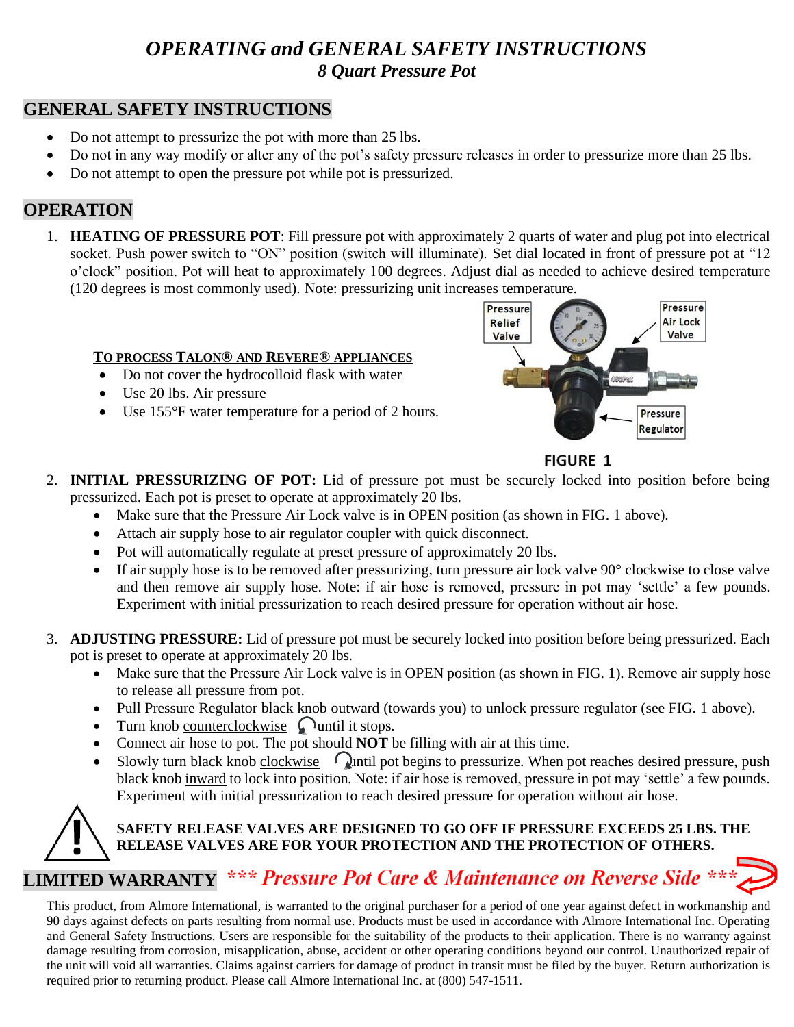# *OPERATING and GENERAL SAFETY INSTRUCTIONS*

### *8 Quart Pressure Pot*

## GENERAL SAFETY INSTRUCTIONS

- Do not attempt to pressurize the pot with more than 25 lbs.
- Do not in any way modify or alter any of the pot's safety pressure releases in order to pressurize more than 25 lbs.
- Do not attempt to open the pressure pot while pot is pressurized.

## OPERATION

1. **HEATING OF PRESSURE POT**: Fill pressure pot with approximately 2 quarts of water and plug pot into electrical socket. Push power switch to "ON" position (switch will illuminate). Set dial located in front of pressure pot at "12 o'clock" position. Pot will heat to approximately 100 degrees. Adjust dial as needed to achieve desired temperature (120 degrees is most commonly used). Note: pressurizing unit increases temperature.

   **TO PROCESS TALON® AND REVERE® APPLIANCES**
   - Do not cover the hydrocolloid flask with water
   - Use 20 lbs. Air pressure
   - Use 155°F water temperature for a period of 2 hours.

Pressure Relief Valve

Pressure Air Lock Valve

Pressure Regulator

FIGURE 1

2. **INITIAL PRESSURIZING OF POT:** Lid of pressure pot must be securely locked into position before being pressurized. Each pot is preset to operate at approximately 20 lbs.
   - Make sure that the Pressure Air Lock valve is in OPEN position (as shown in FIG. 1 above).
   - Attach air supply hose to air regulator coupler with quick disconnect.
   - Pot will automatically regulate at preset pressure of approximately 20 lbs.
   - If air supply hose is to be removed after pressurizing, turn pressure air lock valve 90° clockwise to close valve and then remove air supply hose. Note: if air hose is removed, pressure in pot may 'settle' a few pounds. Experiment with initial pressurization to reach desired pressure for operation without air hose.

3. **ADJUSTING PRESSURE:** Lid of pressure pot must be securely locked into position before being pressurized. Each pot is preset to operate at approximately 20 lbs.
   - Make sure that the Pressure Air Lock valve is in OPEN position (as shown in FIG. 1). Remove air supply hose to release all pressure from pot.
   - Pull Pressure Regulator black knob <u>outward</u> (towards you) to unlock pressure regulator (see FIG. 1 above).
   - Turn knob <u>counterclockwise</u> until it stops.
   - Connect air hose to pot. The pot should **NOT** be filling with air at this time.
   - Slowly turn black knob <u>clockwise</u> until pot begins to pressurize. When pot reaches desired pressure, push black knob <u>inward</u> to lock into position. Note: if air hose is removed, pressure in pot may 'settle' a few pounds. Experiment with initial pressurization to reach desired pressure for operation without air hose.

**SAFETY RELEASE VALVES ARE DESIGNED TO GO OFF IF PRESSURE EXCEEDS 25 LBS. THE RELEASE VALVES ARE FOR YOUR PROTECTION AND THE PROTECTION OF OTHERS.**

## LIMITED WARRANTY

***\*\*\* Pressure Pot Care & Maintenance on Reverse Side \*\*\****

This product, from Almore International, is warranted to the original purchaser for a period of one year against defect in workmanship and 90 days against defects on parts resulting from normal use. Products must be used in accordance with Almore International Inc. Operating and General Safety Instructions. Users are responsible for the suitability of the products to their application. There is no warranty against damage resulting from corrosion, misapplication, abuse, accident or other operating conditions beyond our control. Unauthorized repair of the unit will void all warranties. Claims against carriers for damage of product in transit must be filed by the buyer. Return authorization is required prior to returning product. Please call Almore International Inc. at (800) 547-1511.